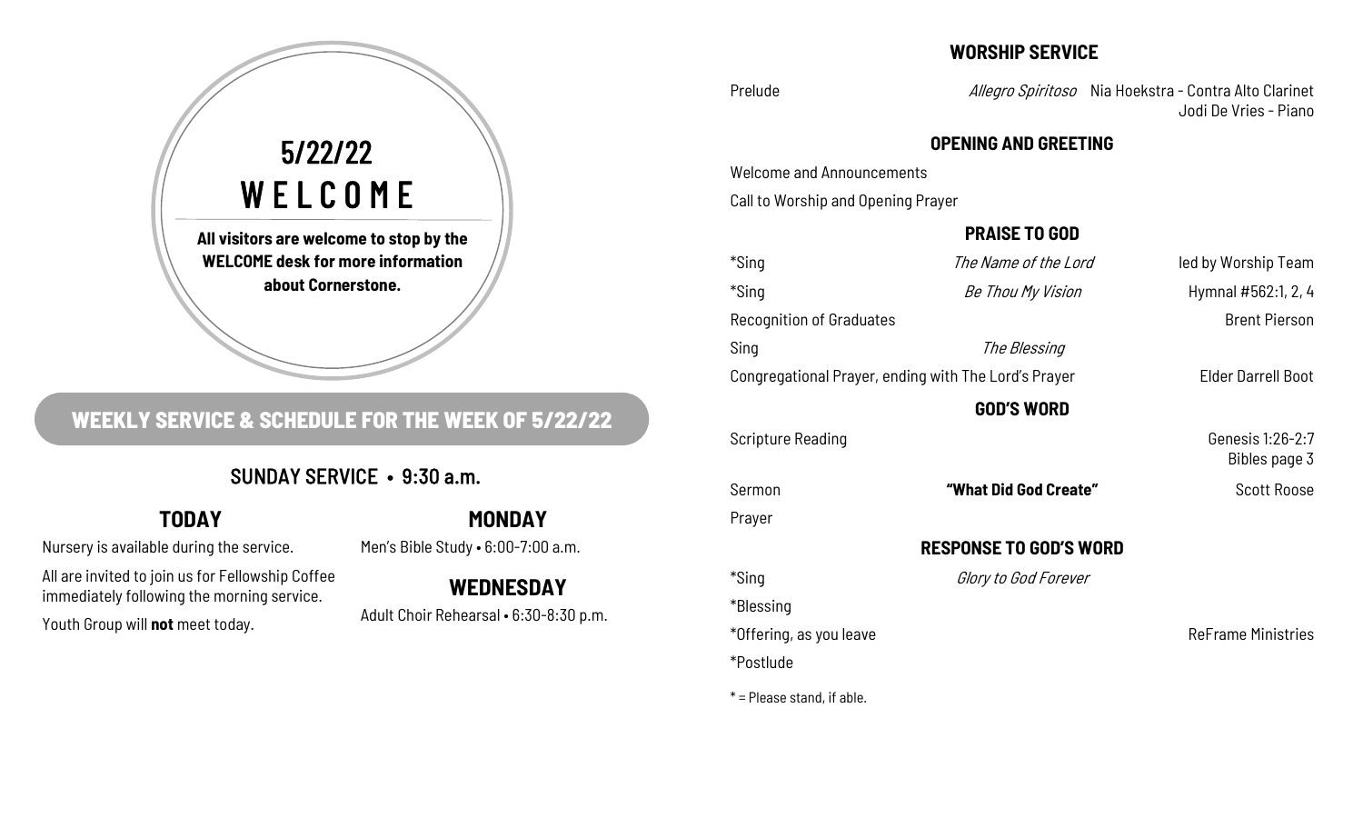# 5/22/22
# WELCOME

**All visitors are welcome to stop by the WELCOME desk for more information about Cornerstone.**

## WEEKLY SERVICE & SCHEDULE FOR THE WEEK OF 5/22/22

### SUNDAY SERVICE • 9:30 a.m.

### TODAY

Nursery is available during the service.

All are invited to join us for Fellowship Coffee immediately following the morning service.

Youth Group will **not** meet today.

### MONDAY

Men's Bible Study • 6:00-7:00 a.m.

### WEDNESDAY

Adult Choir Rehearsal • 6:30-8:30 p.m.

## WORSHIP SERVICE

Prelude — *Allegro Spiritoso* — Nia Hoekstra - Contra Alto Clarinet, Jodi De Vries - Piano

### OPENING AND GREETING

Welcome and Announcements

Call to Worship and Opening Prayer

### PRAISE TO GOD

*Sing — *The Name of the Lord* — led by Worship Team

*Sing — *Be Thou My Vision* — Hymnal #562:1, 2, 4

Recognition of Graduates — Brent Pierson

Sing — *The Blessing*

Congregational Prayer, ending with The Lord's Prayer — Elder Darrell Boot

### GOD'S WORD

Scripture Reading — Genesis 1:26-2:7, Bibles page 3

Sermon — **"What Did God Create"** — Scott Roose

Prayer

### RESPONSE TO GOD'S WORD

*Sing — *Glory to God Forever*

*Blessing

*Offering, as you leave — ReFrame Ministries

*Postlude

* = Please stand, if able.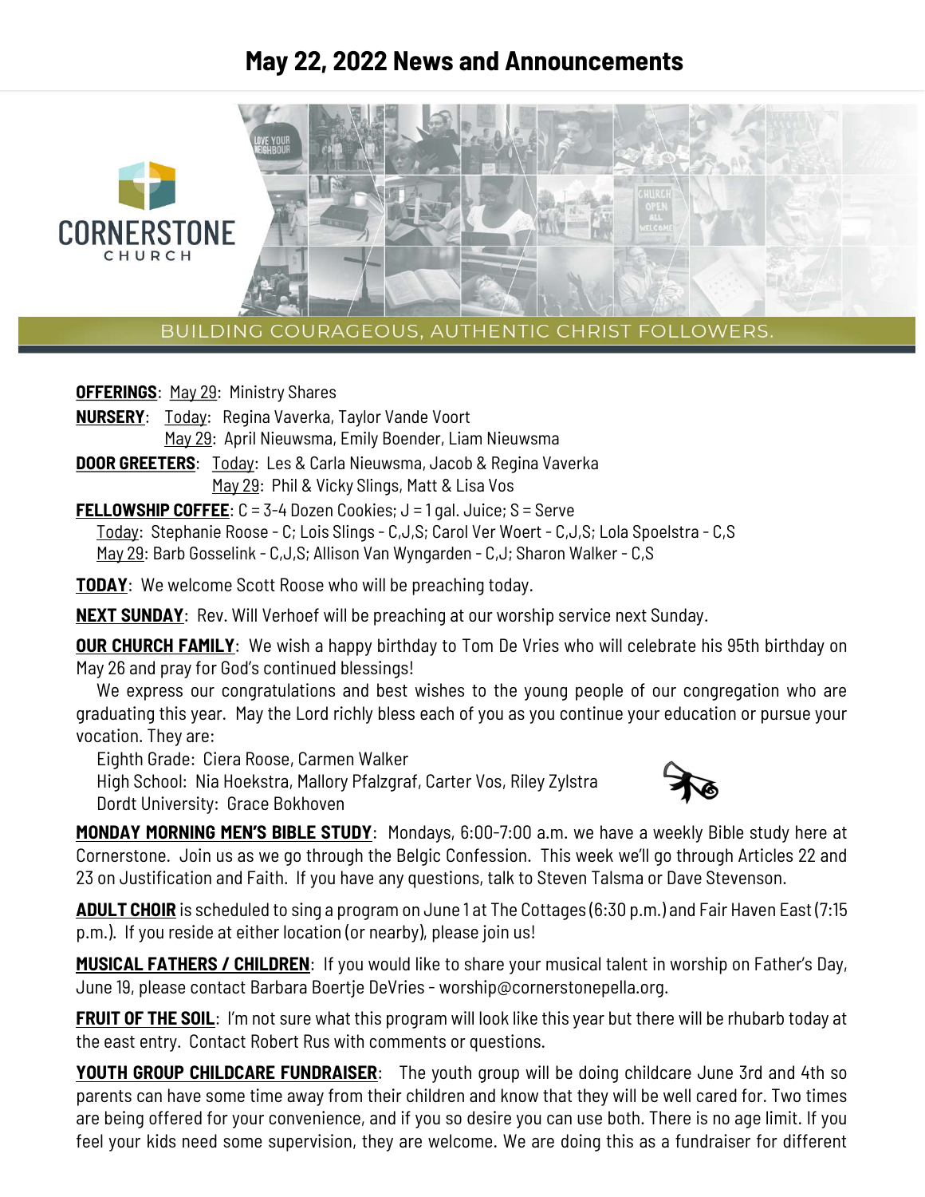# May 22, 2022 News and Announcements

CORNERSTONE CHURCH

BUILDING COURAGEOUS, AUTHENTIC CHRIST FOLLOWERS.

**OFFERINGS**: May 29: Ministry Shares

**NURSERY**: Today: Regina Vaverka, Taylor Vande Voort
May 29: April Nieuwsma, Emily Boender, Liam Nieuwsma

**DOOR GREETERS**: Today: Les & Carla Nieuwsma, Jacob & Regina Vaverka
May 29: Phil & Vicky Slings, Matt & Lisa Vos

**FELLOWSHIP COFFEE**: C = 3-4 Dozen Cookies; J = 1 gal. Juice; S = Serve
Today: Stephanie Roose - C; Lois Slings - C,J,S; Carol Ver Woert - C,J,S; Lola Spoelstra - C,S
May 29: Barb Gosselink - C,J,S; Allison Van Wyngarden - C,J; Sharon Walker - C,S

**TODAY**: We welcome Scott Roose who will be preaching today.

**NEXT SUNDAY**: Rev. Will Verhoef will be preaching at our worship service next Sunday.

**OUR CHURCH FAMILY**: We wish a happy birthday to Tom De Vries who will celebrate his 95th birthday on May 26 and pray for God's continued blessings!

We express our congratulations and best wishes to the young people of our congregation who are graduating this year. May the Lord richly bless each of you as you continue your education or pursue your vocation. They are:

Eighth Grade: Ciera Roose, Carmen Walker
High School: Nia Hoekstra, Mallory Pfalzgraf, Carter Vos, Riley Zylstra
Dordt University: Grace Bokhoven

**MONDAY MORNING MEN'S BIBLE STUDY**: Mondays, 6:00-7:00 a.m. we have a weekly Bible study here at Cornerstone. Join us as we go through the Belgic Confession. This week we'll go through Articles 22 and 23 on Justification and Faith. If you have any questions, talk to Steven Talsma or Dave Stevenson.

**ADULT CHOIR** is scheduled to sing a program on June 1 at The Cottages (6:30 p.m.) and Fair Haven East (7:15 p.m.). If you reside at either location (or nearby), please join us!

**MUSICAL FATHERS / CHILDREN**: If you would like to share your musical talent in worship on Father's Day, June 19, please contact Barbara Boertje DeVries - worship@cornerstonepella.org.

**FRUIT OF THE SOIL**: I'm not sure what this program will look like this year but there will be rhubarb today at the east entry. Contact Robert Rus with comments or questions.

**YOUTH GROUP CHILDCARE FUNDRAISER**: The youth group will be doing childcare June 3rd and 4th so parents can have some time away from their children and know that they will be well cared for. Two times are being offered for your convenience, and if you so desire you can use both. There is no age limit. If you feel your kids need some supervision, they are welcome. We are doing this as a fundraiser for different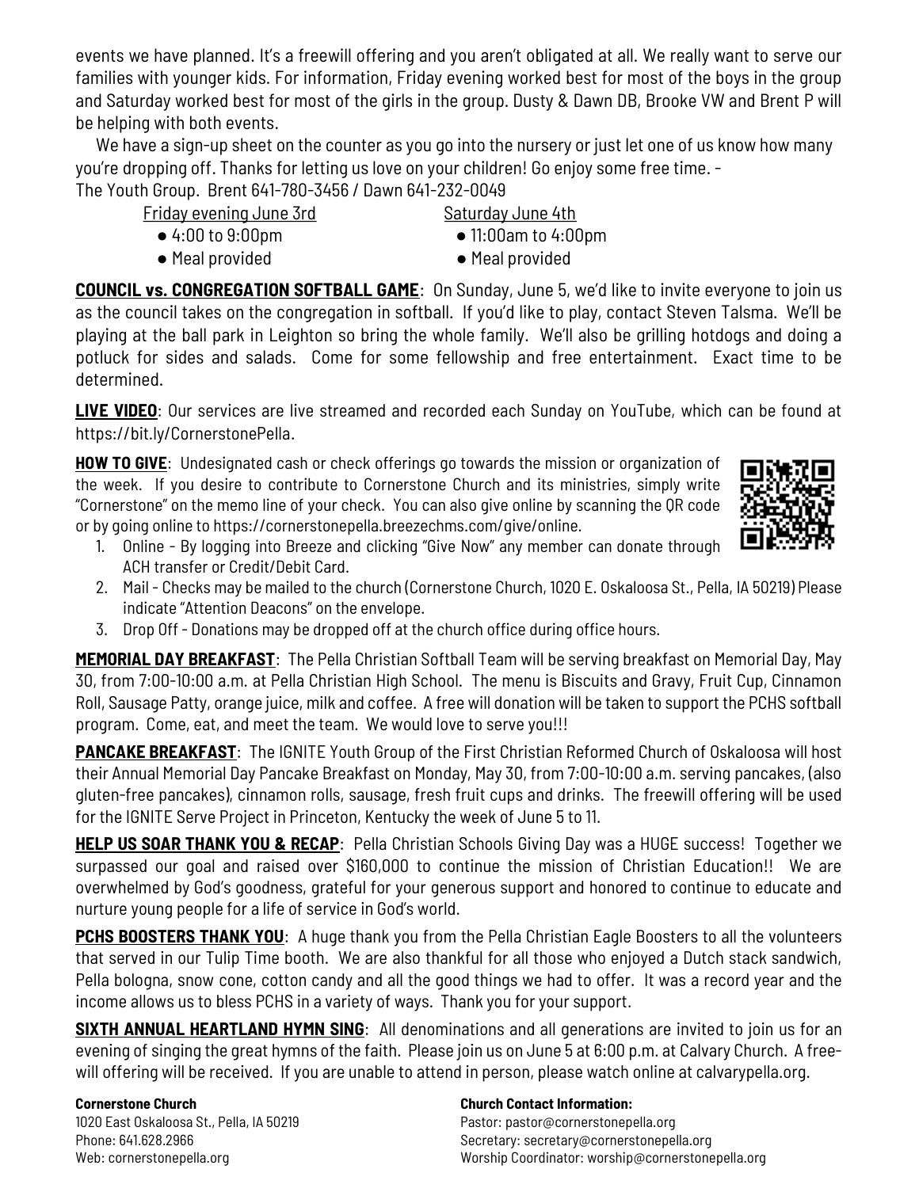events we have planned. It's a freewill offering and you aren't obligated at all. We really want to serve our families with younger kids. For information, Friday evening worked best for most of the boys in the group and Saturday worked best for most of the girls in the group. Dusty & Dawn DB, Brooke VW and Brent P will be helping with both events.

We have a sign-up sheet on the counter as you go into the nursery or just let one of us know how many you're dropping off. Thanks for letting us love on your children! Go enjoy some free time. - The Youth Group. Brent 641-780-3456 / Dawn 641-232-0049

Friday evening June 3rd

- 4:00 to 9:00pm
- Meal provided

Saturday June 4th

- 11:00am to 4:00pm
- Meal provided

**COUNCIL vs. CONGREGATION SOFTBALL GAME**: On Sunday, June 5, we'd like to invite everyone to join us as the council takes on the congregation in softball. If you'd like to play, contact Steven Talsma. We'll be playing at the ball park in Leighton so bring the whole family. We'll also be grilling hotdogs and doing a potluck for sides and salads. Come for some fellowship and free entertainment. Exact time to be determined.

**LIVE VIDEO**: Our services are live streamed and recorded each Sunday on YouTube, which can be found at https://bit.ly/CornerstonePella.

**HOW TO GIVE**: Undesignated cash or check offerings go towards the mission or organization of the week. If you desire to contribute to Cornerstone Church and its ministries, simply write "Cornerstone" on the memo line of your check. You can also give online by scanning the QR code or by going online to https://cornerstonepella.breezechms.com/give/online.

1. Online - By logging into Breeze and clicking "Give Now" any member can donate through ACH transfer or Credit/Debit Card.
2. Mail - Checks may be mailed to the church (Cornerstone Church, 1020 E. Oskaloosa St., Pella, IA 50219) Please indicate "Attention Deacons" on the envelope.
3. Drop Off - Donations may be dropped off at the church office during office hours.

**MEMORIAL DAY BREAKFAST**: The Pella Christian Softball Team will be serving breakfast on Memorial Day, May 30, from 7:00-10:00 a.m. at Pella Christian High School. The menu is Biscuits and Gravy, Fruit Cup, Cinnamon Roll, Sausage Patty, orange juice, milk and coffee. A free will donation will be taken to support the PCHS softball program. Come, eat, and meet the team. We would love to serve you!!!

**PANCAKE BREAKFAST**: The IGNITE Youth Group of the First Christian Reformed Church of Oskaloosa will host their Annual Memorial Day Pancake Breakfast on Monday, May 30, from 7:00-10:00 a.m. serving pancakes, (also gluten-free pancakes), cinnamon rolls, sausage, fresh fruit cups and drinks. The freewill offering will be used for the IGNITE Serve Project in Princeton, Kentucky the week of June 5 to 11.

**HELP US SOAR THANK YOU & RECAP**: Pella Christian Schools Giving Day was a HUGE success! Together we surpassed our goal and raised over $160,000 to continue the mission of Christian Education!! We are overwhelmed by God's goodness, grateful for your generous support and honored to continue to educate and nurture young people for a life of service in God's world.

**PCHS BOOSTERS THANK YOU**: A huge thank you from the Pella Christian Eagle Boosters to all the volunteers that served in our Tulip Time booth. We are also thankful for all those who enjoyed a Dutch stack sandwich, Pella bologna, snow cone, cotton candy and all the good things we had to offer. It was a record year and the income allows us to bless PCHS in a variety of ways. Thank you for your support.

**SIXTH ANNUAL HEARTLAND HYMN SING**: All denominations and all generations are invited to join us for an evening of singing the great hymns of the faith. Please join us on June 5 at 6:00 p.m. at Calvary Church. A free-will offering will be received. If you are unable to attend in person, please watch online at calvarypella.org.

**Cornerstone Church**
1020 East Oskaloosa St., Pella, IA 50219
Phone: 641.628.2966
Web: cornerstonepella.org

**Church Contact Information:**
Pastor: pastor@cornerstonepella.org
Secretary: secretary@cornerstonepella.org
Worship Coordinator: worship@cornerstonepella.org